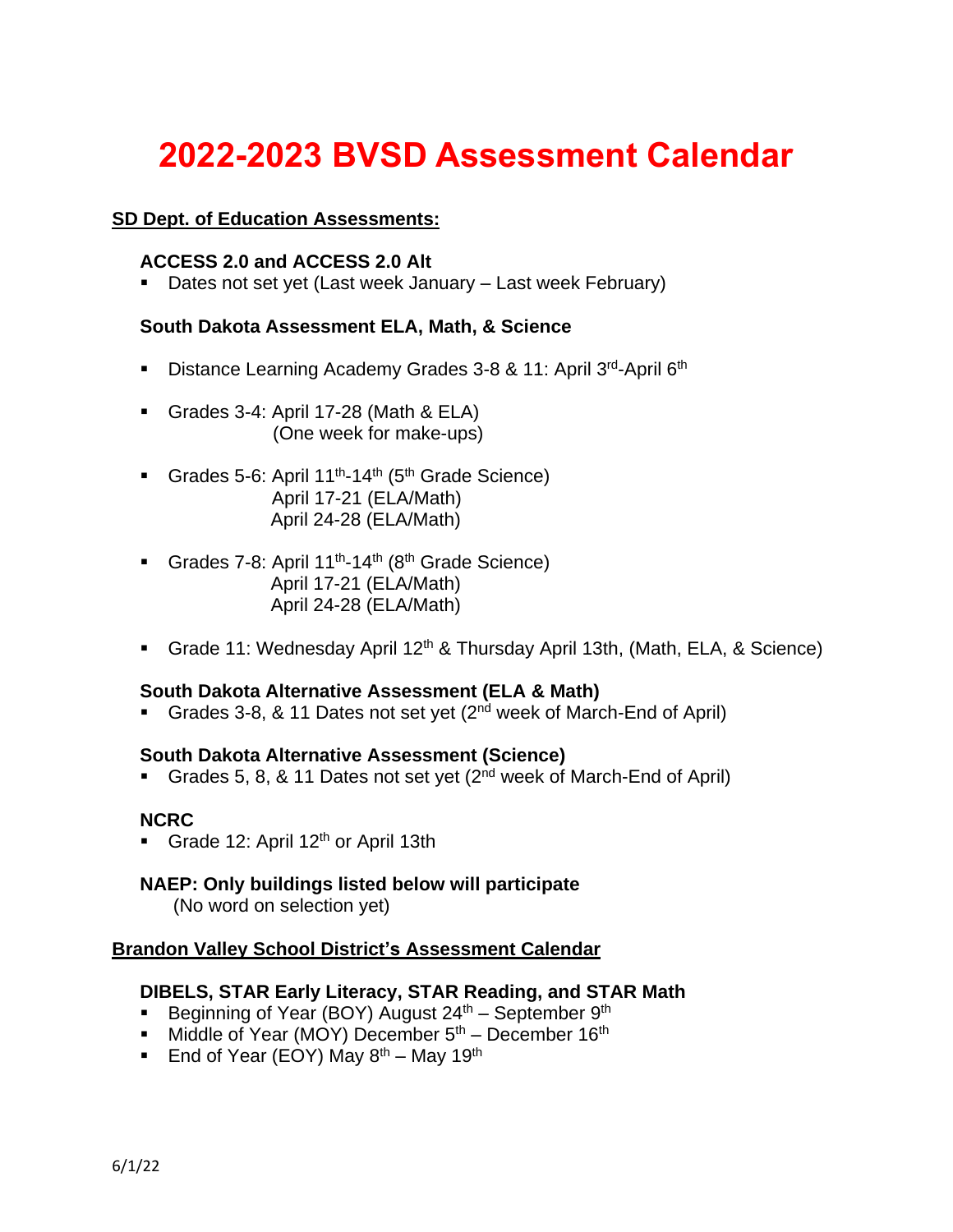# 2022-2023 BVSD Assessment Calendar

## SD Dept. of Education Assessments:

### ACCESS 2.0 and ACCESS 2.0 Alt

- Dates not set yet (Last week January – Last week February)

### South Dakota Assessment ELA, Math, & Science

- Distance Learning Academy Grades 3-8 & 11: April 3rd-April 6th
- Grades 3-4: April 17-28 (Math & ELA)
  (One week for make-ups)
- Grades 5-6: April 11th-14th (5th Grade Science)
  April 17-21 (ELA/Math)
  April 24-28 (ELA/Math)
- Grades 7-8: April 11th-14th (8th Grade Science)
  April 17-21 (ELA/Math)
  April 24-28 (ELA/Math)
- Grade 11: Wednesday April 12th & Thursday April 13th, (Math, ELA, & Science)

### South Dakota Alternative Assessment (ELA & Math)

- Grades 3-8, & 11 Dates not set yet (2nd week of March-End of April)

### South Dakota Alternative Assessment (Science)

- Grades 5, 8, & 11 Dates not set yet (2nd week of March-End of April)

### NCRC

- Grade 12: April 12th or April 13th

### NAEP: Only buildings listed below will participate

(No word on selection yet)

## Brandon Valley School District's Assessment Calendar

### DIBELS, STAR Early Literacy, STAR Reading, and STAR Math

- Beginning of Year (BOY) August 24th – September 9th
- Middle of Year (MOY) December 5th – December 16th
- End of Year (EOY) May 8th – May 19th

6/1/22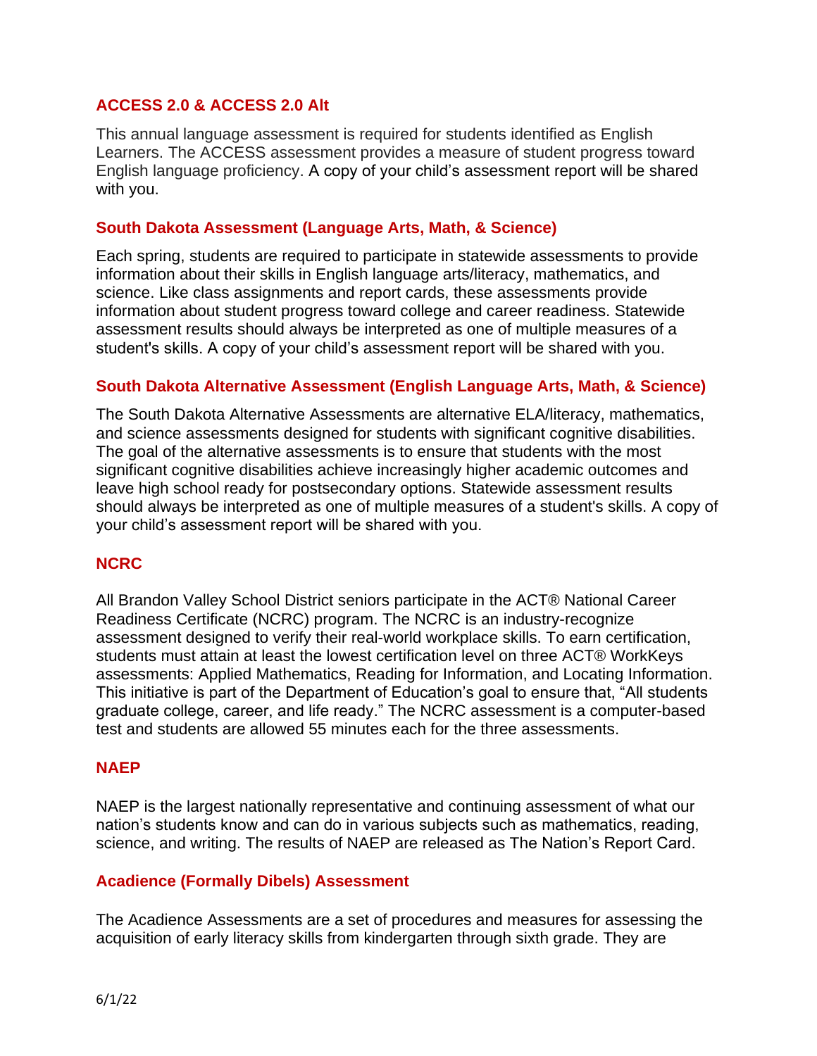## ACCESS 2.0 & ACCESS 2.0 Alt

This annual language assessment is required for students identified as English Learners. The ACCESS assessment provides a measure of student progress toward English language proficiency. A copy of your child's assessment report will be shared with you.

## South Dakota Assessment (Language Arts, Math, & Science)

Each spring, students are required to participate in statewide assessments to provide information about their skills in English language arts/literacy, mathematics, and science. Like class assignments and report cards, these assessments provide information about student progress toward college and career readiness. Statewide assessment results should always be interpreted as one of multiple measures of a student's skills. A copy of your child's assessment report will be shared with you.

## South Dakota Alternative Assessment (English Language Arts, Math, & Science)

The South Dakota Alternative Assessments are alternative ELA/literacy, mathematics, and science assessments designed for students with significant cognitive disabilities. The goal of the alternative assessments is to ensure that students with the most significant cognitive disabilities achieve increasingly higher academic outcomes and leave high school ready for postsecondary options. Statewide assessment results should always be interpreted as one of multiple measures of a student's skills. A copy of your child's assessment report will be shared with you.

## NCRC

All Brandon Valley School District seniors participate in the ACT® National Career Readiness Certificate (NCRC) program. The NCRC is an industry-recognize assessment designed to verify their real-world workplace skills. To earn certification, students must attain at least the lowest certification level on three ACT® WorkKeys assessments: Applied Mathematics, Reading for Information, and Locating Information. This initiative is part of the Department of Education's goal to ensure that, "All students graduate college, career, and life ready." The NCRC assessment is a computer-based test and students are allowed 55 minutes each for the three assessments.

## NAEP

NAEP is the largest nationally representative and continuing assessment of what our nation's students know and can do in various subjects such as mathematics, reading, science, and writing. The results of NAEP are released as The Nation's Report Card.

## Acadience (Formally Dibels) Assessment

The Acadience Assessments are a set of procedures and measures for assessing the acquisition of early literacy skills from kindergarten through sixth grade. They are

6/1/22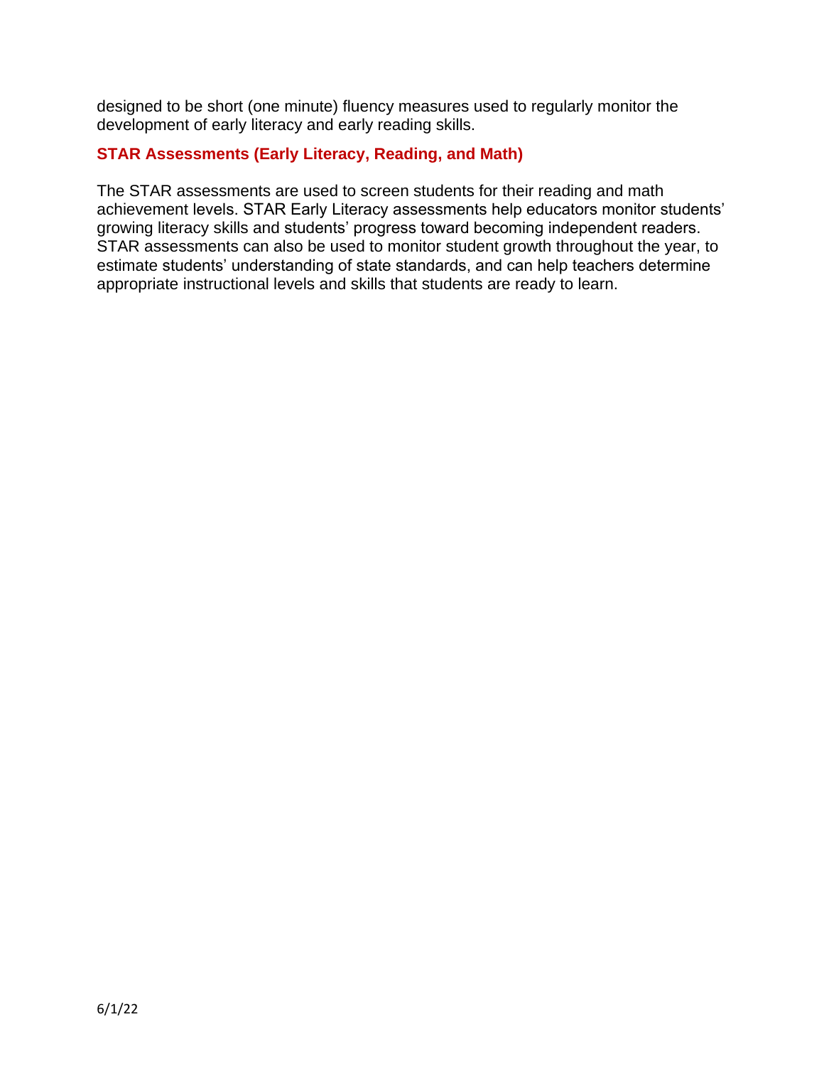designed to be short (one minute) fluency measures used to regularly monitor the development of early literacy and early reading skills.

### STAR Assessments (Early Literacy, Reading, and Math)

The STAR assessments are used to screen students for their reading and math achievement levels. STAR Early Literacy assessments help educators monitor students' growing literacy skills and students' progress toward becoming independent readers. STAR assessments can also be used to monitor student growth throughout the year, to estimate students' understanding of state standards, and can help teachers determine appropriate instructional levels and skills that students are ready to learn.